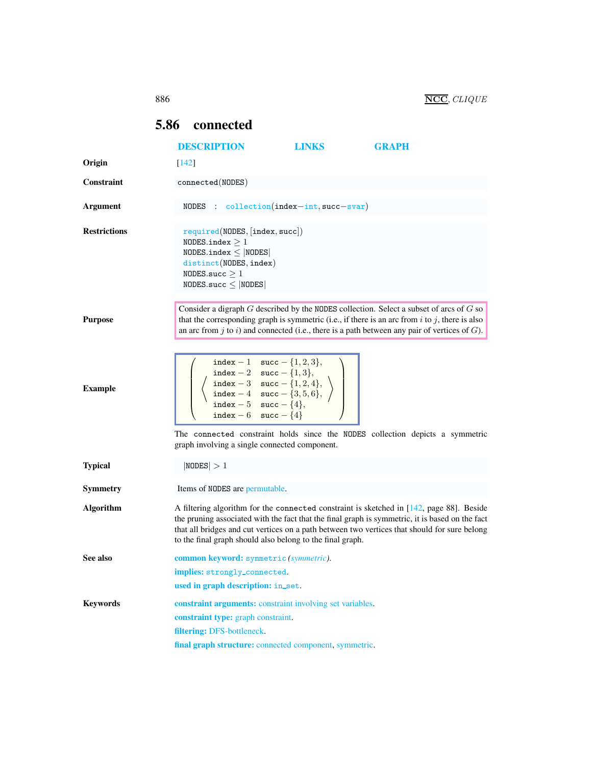## 5.86 connected

DESCRIPTION LINKS GRAPH

**Origin** [142]

**Constraint** `connected(NODES)`

**Argument** `NODES : collection(index-int, succ-svar)`

**Restrictions**

`required(NODES, [index, succ])`
`NODES.index` $\geq 1$
`NODES.index` $\leq$ `|NODES|`
`distinct(NODES, index)`
`NODES.succ` $\geq 1$
`NODES.succ` $\leq$ `|NODES|`

**Purpose**

Consider a digraph $G$ described by the `NODES` collection. Select a subset of arcs of $G$ so that the corresponding graph is symmetric (i.e., if there is an arc from $i$ to $j$, there is also an arc from $j$ to $i$) and connected (i.e., there is a path between any pair of vertices of $G$).

**Example**

$$\left(\left\langle\begin{array}{ll}\texttt{index}-1 & \texttt{succ}-\{1,2,3\},\\ \texttt{index}-2 & \texttt{succ}-\{1,3\},\\ \texttt{index}-3 & \texttt{succ}-\{1,2,4\},\\ \texttt{index}-4 & \texttt{succ}-\{3,5,6\},\\ \texttt{index}-5 & \texttt{succ}-\{4\},\\ \texttt{index}-6 & \texttt{succ}-\{4\}\end{array}\right\rangle\right)$$

The `connected` constraint holds since the `NODES` collection depicts a symmetric graph involving a single connected component.

**Typical** `|NODES|` $> 1$

**Symmetry** Items of `NODES` are permutable.

**Algorithm**

A filtering algorithm for the `connected` constraint is sketched in [142, page 88]. Beside the pruning associated with the fact that the final graph is symmetric, it is based on the fact that all bridges and cut vertices on a path between two vertices that should for sure belong to the final graph should also belong to the final graph.

**See also**

**common keyword:** `symmetric` (*symmetric*).

**implies:** `strongly_connected`.

**used in graph description:** `in_set`.

**Keywords**

**constraint arguments:** constraint involving set variables.

**constraint type:** graph constraint.

**filtering:** DFS-bottleneck.

**final graph structure:** connected component, symmetric.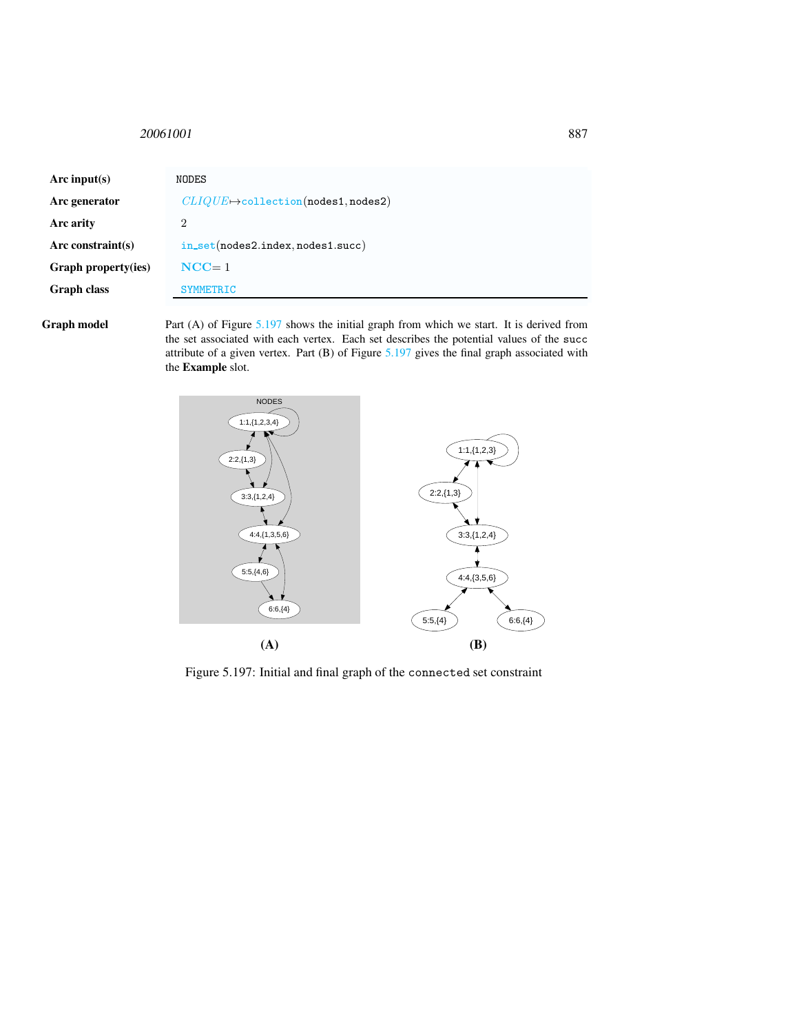| | |
|---|---|
| **Arc input(s)** | NODES |
| **Arc generator** | *CLIQUE*↦collection(nodes1, nodes2) |
| **Arc arity** | 2 |
| **Arc constraint(s)** | in_set(nodes2.index, nodes1.succ) |
| **Graph property(ies)** | **NCC**= 1 |
| **Graph class** | SYMMETRIC |

**Graph model** Part (A) of Figure 5.197 shows the initial graph from which we start. It is derived from the set associated with each vertex. Each set describes the potential values of the succ attribute of a given vertex. Part (B) of Figure 5.197 gives the final graph associated with the **Example** slot.

NODES

1:1,{1,2,3,4}

2:2,{1,3}

3:3,{1,2,4}

4:4,{1,3,5,6}

5:5,{4,6}

6:6,{4}

**(A)**

1:1,{1,2,3}

2:2,{1,3}

3:3,{1,2,4}

4:4,{3,5,6}

5:5,{4}

6:6,{4}

**(B)**

Figure 5.197: Initial and final graph of the connected set constraint